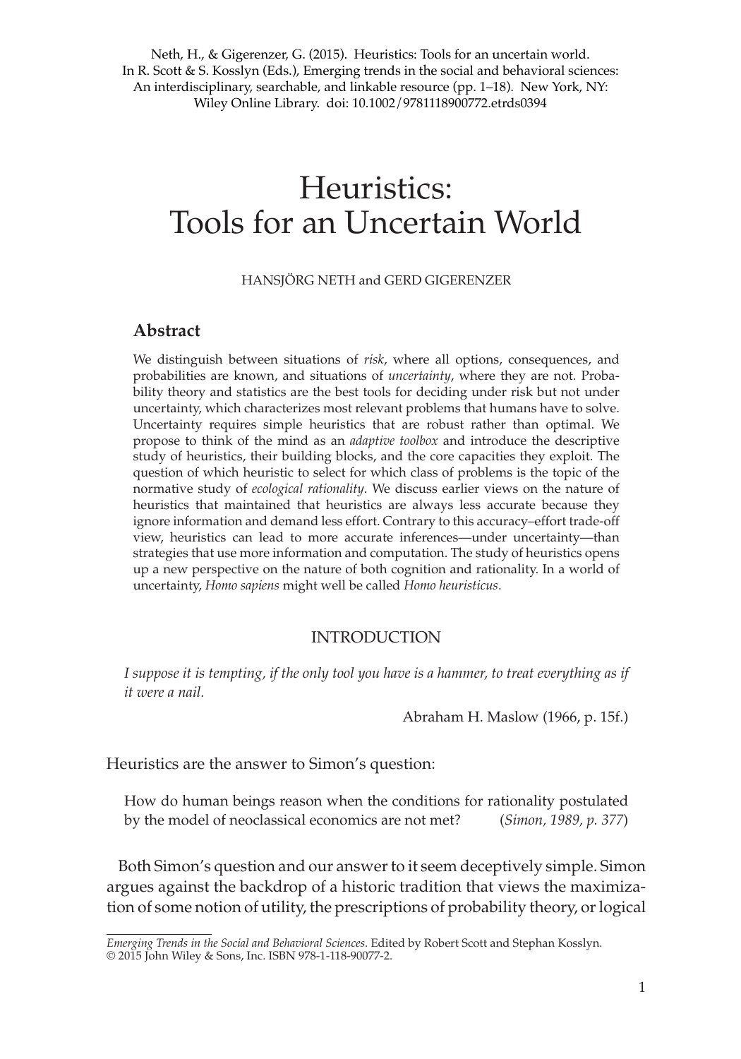Neth, H., & Gigerenzer, G. (2015). Heuristics: Tools for an uncertain world. In R. Scott & S. Kosslyn (Eds.), Emerging trends in the social and behavioral sciences: An interdisciplinary, searchable, and linkable resource (pp. 1–18). New York, NY: Wiley Online Library. doi: 10.1002/9781118900772.etrds0394

# Heuristics: Tools for an Uncertain World

HANSJÖRG NETH and GERD GIGERENZER

## Abstract

We distinguish between situations of *risk*, where all options, consequences, and probabilities are known, and situations of *uncertainty*, where they are not. Probability theory and statistics are the best tools for deciding under risk but not under uncertainty, which characterizes most relevant problems that humans have to solve. Uncertainty requires simple heuristics that are robust rather than optimal. We propose to think of the mind as an *adaptive toolbox* and introduce the descriptive study of heuristics, their building blocks, and the core capacities they exploit. The question of which heuristic to select for which class of problems is the topic of the normative study of *ecological rationality*. We discuss earlier views on the nature of heuristics that maintained that heuristics are always less accurate because they ignore information and demand less effort. Contrary to this accuracy–effort trade-off view, heuristics can lead to more accurate inferences—under uncertainty—than strategies that use more information and computation. The study of heuristics opens up a new perspective on the nature of both cognition and rationality. In a world of uncertainty, *Homo sapiens* might well be called *Homo heuristicus*.

## INTRODUCTION

*I suppose it is tempting, if the only tool you have is a hammer, to treat everything as if it were a nail.*

Abraham H. Maslow (1966, p. 15f.)

Heuristics are the answer to Simon's question:

> How do human beings reason when the conditions for rationality postulated by the model of neoclassical economics are not met? (*Simon, 1989, p. 377*)

Both Simon's question and our answer to it seem deceptively simple. Simon argues against the backdrop of a historic tradition that views the maximization of some notion of utility, the prescriptions of probability theory, or logical

*Emerging Trends in the Social and Behavioral Sciences*. Edited by Robert Scott and Stephan Kosslyn. © 2015 John Wiley & Sons, Inc. ISBN 978-1-118-90077-2.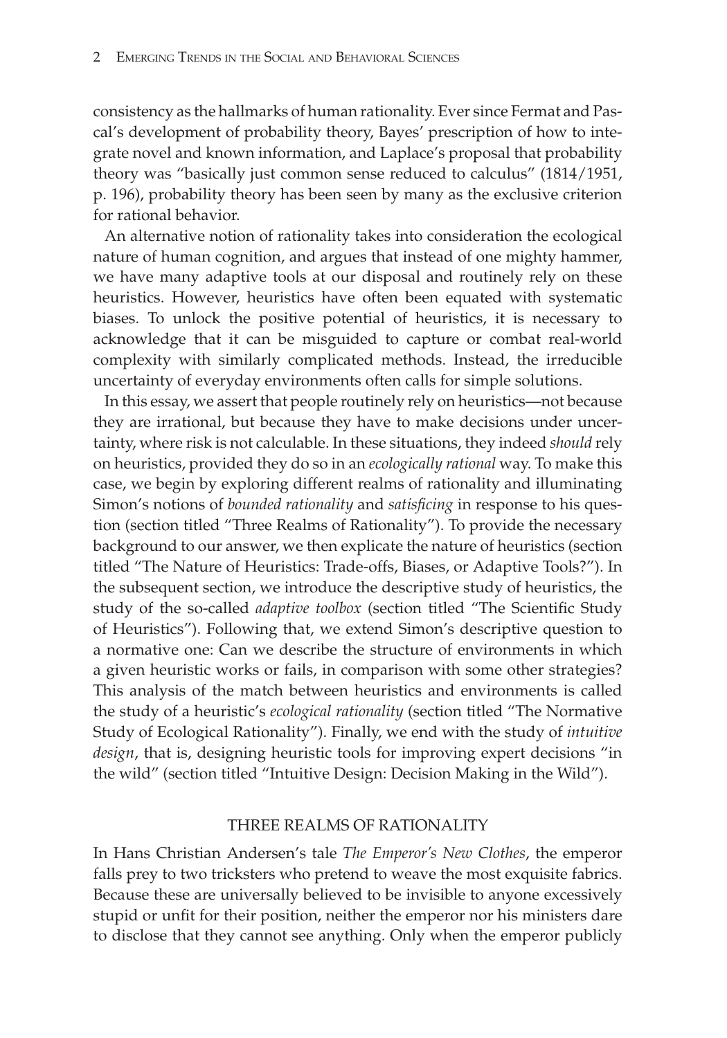consistency as the hallmarks of human rationality. Ever since Fermat and Pascal's development of probability theory, Bayes' prescription of how to integrate novel and known information, and Laplace's proposal that probability theory was "basically just common sense reduced to calculus" (1814/1951, p. 196), probability theory has been seen by many as the exclusive criterion for rational behavior.

An alternative notion of rationality takes into consideration the ecological nature of human cognition, and argues that instead of one mighty hammer, we have many adaptive tools at our disposal and routinely rely on these heuristics. However, heuristics have often been equated with systematic biases. To unlock the positive potential of heuristics, it is necessary to acknowledge that it can be misguided to capture or combat real-world complexity with similarly complicated methods. Instead, the irreducible uncertainty of everyday environments often calls for simple solutions.

In this essay, we assert that people routinely rely on heuristics—not because they are irrational, but because they have to make decisions under uncertainty, where risk is not calculable. In these situations, they indeed *should* rely on heuristics, provided they do so in an *ecologically rational* way. To make this case, we begin by exploring different realms of rationality and illuminating Simon's notions of *bounded rationality* and *satisficing* in response to his question (section titled "Three Realms of Rationality"). To provide the necessary background to our answer, we then explicate the nature of heuristics (section titled "The Nature of Heuristics: Trade-offs, Biases, or Adaptive Tools?"). In the subsequent section, we introduce the descriptive study of heuristics, the study of the so-called *adaptive toolbox* (section titled "The Scientific Study of Heuristics"). Following that, we extend Simon's descriptive question to a normative one: Can we describe the structure of environments in which a given heuristic works or fails, in comparison with some other strategies? This analysis of the match between heuristics and environments is called the study of a heuristic's *ecological rationality* (section titled "The Normative Study of Ecological Rationality"). Finally, we end with the study of *intuitive design*, that is, designing heuristic tools for improving expert decisions "in the wild" (section titled "Intuitive Design: Decision Making in the Wild").

## THREE REALMS OF RATIONALITY

In Hans Christian Andersen's tale *The Emperor's New Clothes*, the emperor falls prey to two tricksters who pretend to weave the most exquisite fabrics. Because these are universally believed to be invisible to anyone excessively stupid or unfit for their position, neither the emperor nor his ministers dare to disclose that they cannot see anything. Only when the emperor publicly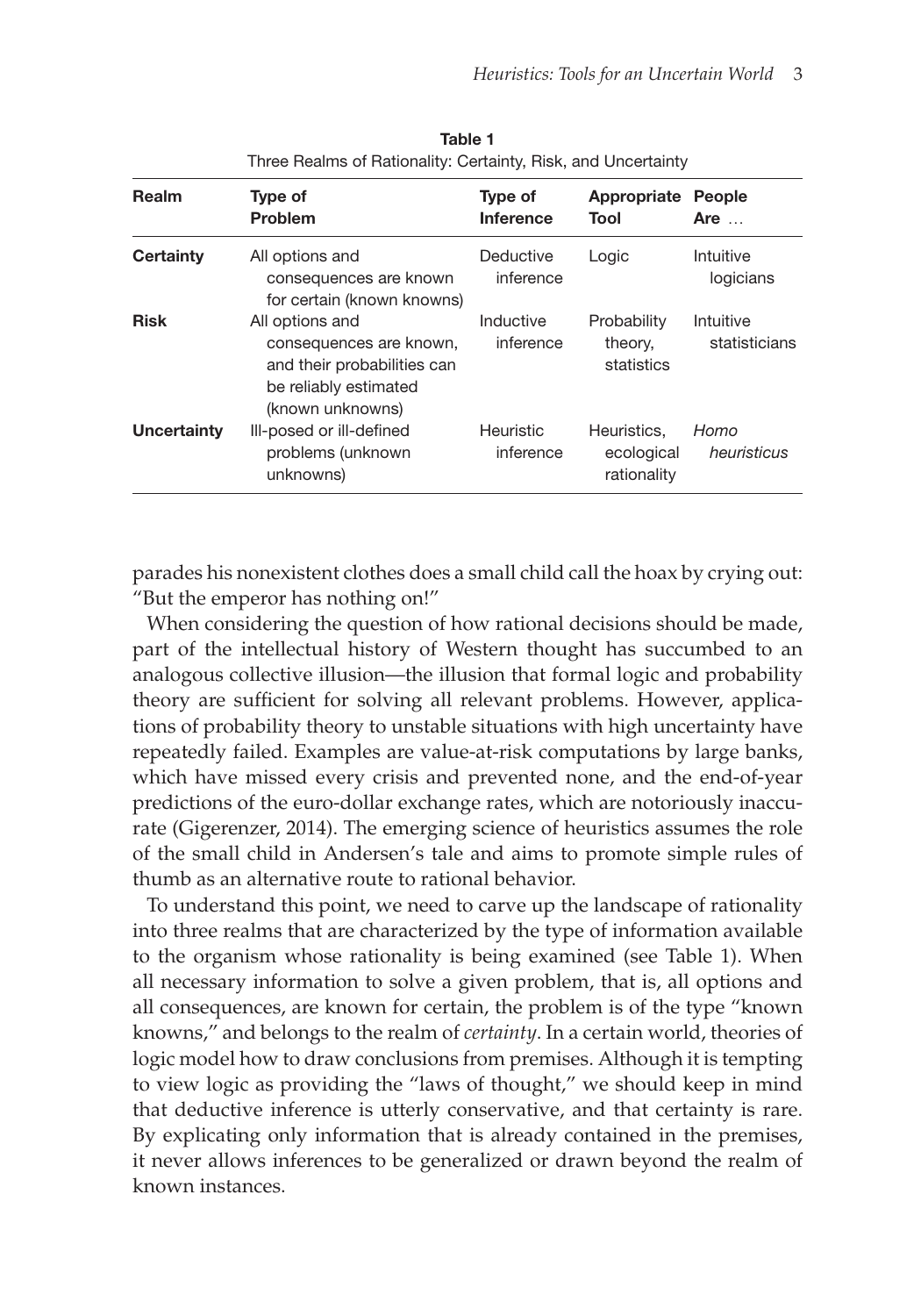**Table 1**
Three Realms of Rationality: Certainty, Risk, and Uncertainty

| Realm | Type of Problem | Type of Inference | Appropriate Tool | People Are … |
|---|---|---|---|---|
| **Certainty** | All options and consequences are known for certain (known knowns) | Deductive inference | Logic | Intuitive logicians |
| **Risk** | All options and consequences are known, and their probabilities can be reliably estimated (known unknowns) | Inductive inference | Probability theory, statistics | Intuitive statisticians |
| **Uncertainty** | Ill-posed or ill-defined problems (unknown unknowns) | Heuristic inference | Heuristics, ecological rationality | *Homo heuristicus* |

parades his nonexistent clothes does a small child call the hoax by crying out: "But the emperor has nothing on!"

When considering the question of how rational decisions should be made, part of the intellectual history of Western thought has succumbed to an analogous collective illusion—the illusion that formal logic and probability theory are sufficient for solving all relevant problems. However, applications of probability theory to unstable situations with high uncertainty have repeatedly failed. Examples are value-at-risk computations by large banks, which have missed every crisis and prevented none, and the end-of-year predictions of the euro-dollar exchange rates, which are notoriously inaccurate (Gigerenzer, 2014). The emerging science of heuristics assumes the role of the small child in Andersen's tale and aims to promote simple rules of thumb as an alternative route to rational behavior.

To understand this point, we need to carve up the landscape of rationality into three realms that are characterized by the type of information available to the organism whose rationality is being examined (see Table 1). When all necessary information to solve a given problem, that is, all options and all consequences, are known for certain, the problem is of the type "known knowns," and belongs to the realm of *certainty*. In a certain world, theories of logic model how to draw conclusions from premises. Although it is tempting to view logic as providing the "laws of thought," we should keep in mind that deductive inference is utterly conservative, and that certainty is rare. By explicating only information that is already contained in the premises, it never allows inferences to be generalized or drawn beyond the realm of known instances.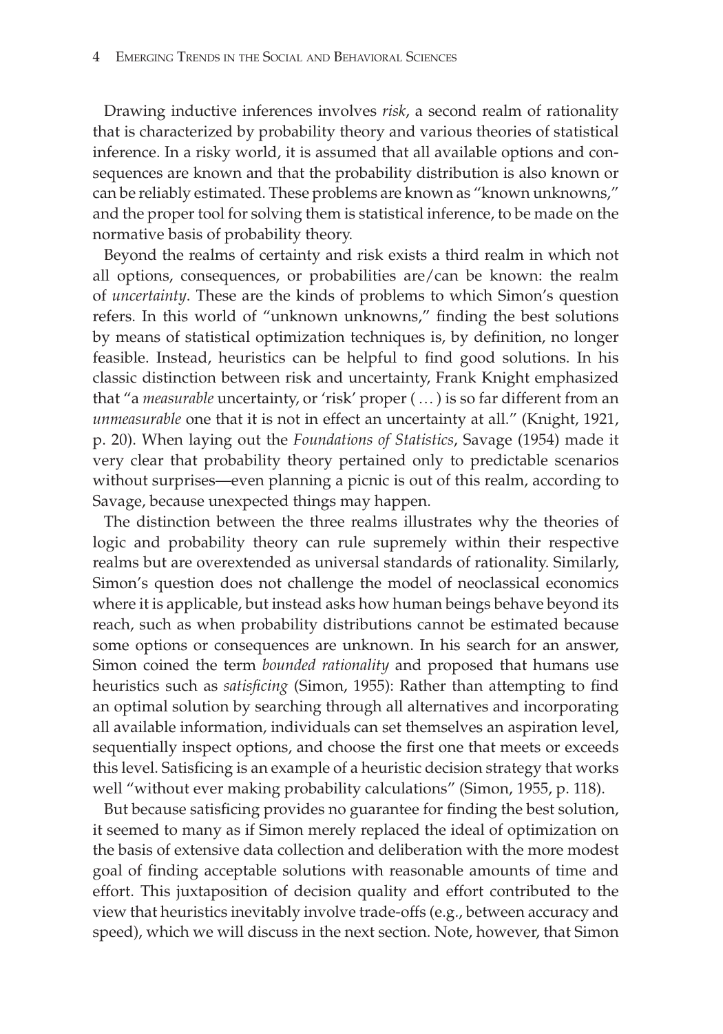Drawing inductive inferences involves *risk*, a second realm of rationality that is characterized by probability theory and various theories of statistical inference. In a risky world, it is assumed that all available options and consequences are known and that the probability distribution is also known or can be reliably estimated. These problems are known as "known unknowns," and the proper tool for solving them is statistical inference, to be made on the normative basis of probability theory.

Beyond the realms of certainty and risk exists a third realm in which not all options, consequences, or probabilities are/can be known: the realm of *uncertainty*. These are the kinds of problems to which Simon's question refers. In this world of "unknown unknowns," finding the best solutions by means of statistical optimization techniques is, by definition, no longer feasible. Instead, heuristics can be helpful to find good solutions. In his classic distinction between risk and uncertainty, Frank Knight emphasized that "a *measurable* uncertainty, or 'risk' proper ( … ) is so far different from an *unmeasurable* one that it is not in effect an uncertainty at all." (Knight, 1921, p. 20). When laying out the *Foundations of Statistics*, Savage (1954) made it very clear that probability theory pertained only to predictable scenarios without surprises—even planning a picnic is out of this realm, according to Savage, because unexpected things may happen.

The distinction between the three realms illustrates why the theories of logic and probability theory can rule supremely within their respective realms but are overextended as universal standards of rationality. Similarly, Simon's question does not challenge the model of neoclassical economics where it is applicable, but instead asks how human beings behave beyond its reach, such as when probability distributions cannot be estimated because some options or consequences are unknown. In his search for an answer, Simon coined the term *bounded rationality* and proposed that humans use heuristics such as *satisficing* (Simon, 1955): Rather than attempting to find an optimal solution by searching through all alternatives and incorporating all available information, individuals can set themselves an aspiration level, sequentially inspect options, and choose the first one that meets or exceeds this level. Satisficing is an example of a heuristic decision strategy that works well "without ever making probability calculations" (Simon, 1955, p. 118).

But because satisficing provides no guarantee for finding the best solution, it seemed to many as if Simon merely replaced the ideal of optimization on the basis of extensive data collection and deliberation with the more modest goal of finding acceptable solutions with reasonable amounts of time and effort. This juxtaposition of decision quality and effort contributed to the view that heuristics inevitably involve trade-offs (e.g., between accuracy and speed), which we will discuss in the next section. Note, however, that Simon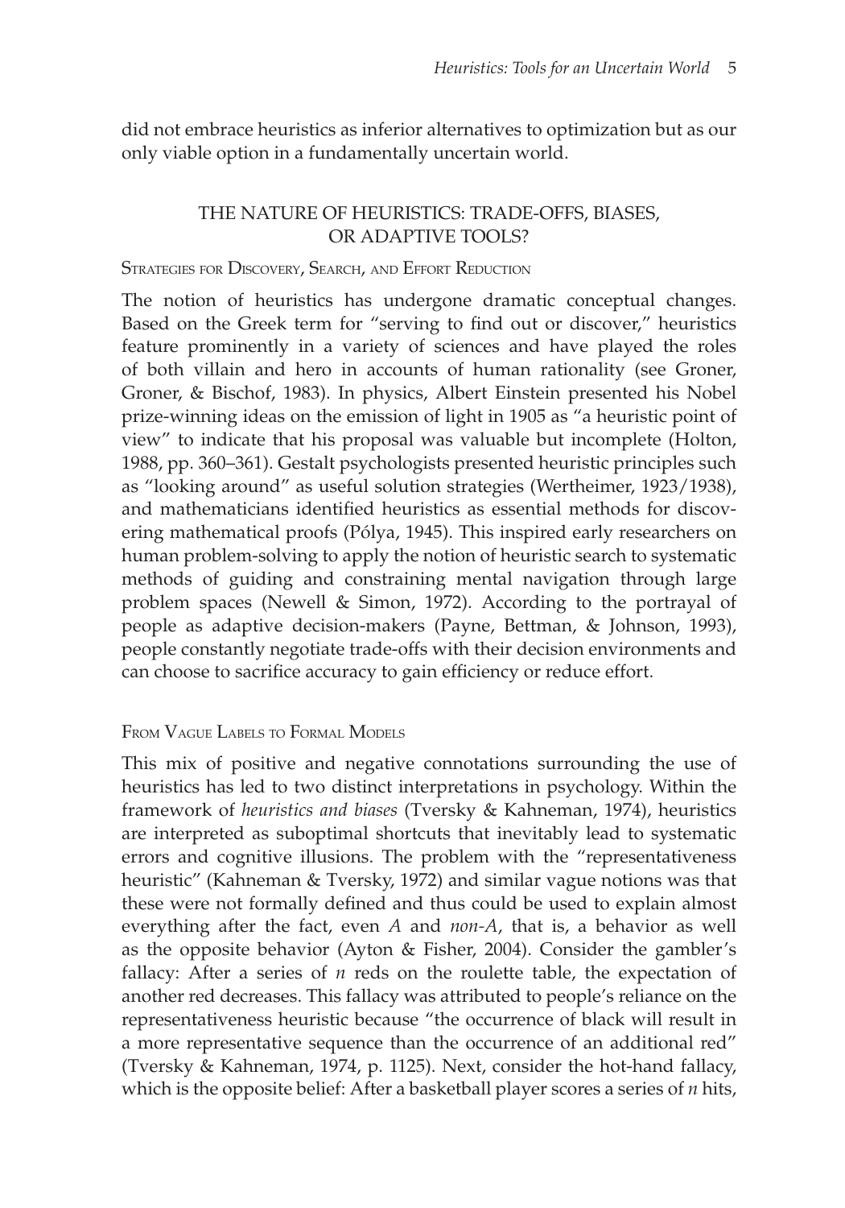did not embrace heuristics as inferior alternatives to optimization but as our only viable option in a fundamentally uncertain world.

## THE NATURE OF HEURISTICS: TRADE-OFFS, BIASES, OR ADAPTIVE TOOLS?

### Strategies for Discovery, Search, and Effort Reduction

The notion of heuristics has undergone dramatic conceptual changes. Based on the Greek term for "serving to find out or discover," heuristics feature prominently in a variety of sciences and have played the roles of both villain and hero in accounts of human rationality (see Groner, Groner, & Bischof, 1983). In physics, Albert Einstein presented his Nobel prize-winning ideas on the emission of light in 1905 as "a heuristic point of view" to indicate that his proposal was valuable but incomplete (Holton, 1988, pp. 360–361). Gestalt psychologists presented heuristic principles such as "looking around" as useful solution strategies (Wertheimer, 1923/1938), and mathematicians identified heuristics as essential methods for discovering mathematical proofs (Pólya, 1945). This inspired early researchers on human problem-solving to apply the notion of heuristic search to systematic methods of guiding and constraining mental navigation through large problem spaces (Newell & Simon, 1972). According to the portrayal of people as adaptive decision-makers (Payne, Bettman, & Johnson, 1993), people constantly negotiate trade-offs with their decision environments and can choose to sacrifice accuracy to gain efficiency or reduce effort.

### From Vague Labels to Formal Models

This mix of positive and negative connotations surrounding the use of heuristics has led to two distinct interpretations in psychology. Within the framework of *heuristics and biases* (Tversky & Kahneman, 1974), heuristics are interpreted as suboptimal shortcuts that inevitably lead to systematic errors and cognitive illusions. The problem with the "representativeness heuristic" (Kahneman & Tversky, 1972) and similar vague notions was that these were not formally defined and thus could be used to explain almost everything after the fact, even *A* and *non-A*, that is, a behavior as well as the opposite behavior (Ayton & Fisher, 2004). Consider the gambler's fallacy: After a series of $n$ reds on the roulette table, the expectation of another red decreases. This fallacy was attributed to people's reliance on the representativeness heuristic because "the occurrence of black will result in a more representative sequence than the occurrence of an additional red" (Tversky & Kahneman, 1974, p. 1125). Next, consider the hot-hand fallacy, which is the opposite belief: After a basketball player scores a series of $n$ hits,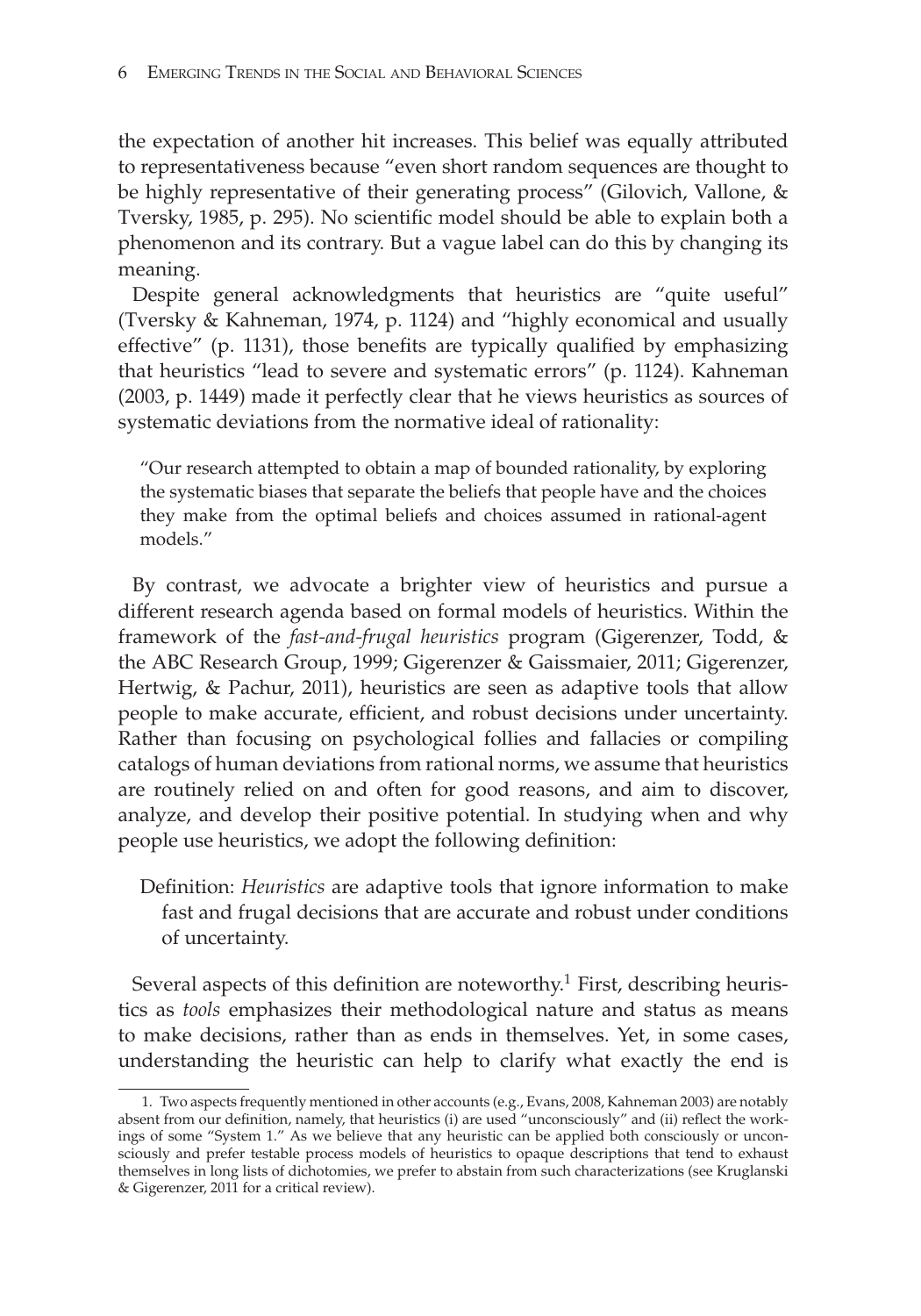the expectation of another hit increases. This belief was equally attributed to representativeness because "even short random sequences are thought to be highly representative of their generating process" (Gilovich, Vallone, & Tversky, 1985, p. 295). No scientific model should be able to explain both a phenomenon and its contrary. But a vague label can do this by changing its meaning.

Despite general acknowledgments that heuristics are "quite useful" (Tversky & Kahneman, 1974, p. 1124) and "highly economical and usually effective" (p. 1131), those benefits are typically qualified by emphasizing that heuristics "lead to severe and systematic errors" (p. 1124). Kahneman (2003, p. 1449) made it perfectly clear that he views heuristics as sources of systematic deviations from the normative ideal of rationality:

> "Our research attempted to obtain a map of bounded rationality, by exploring the systematic biases that separate the beliefs that people have and the choices they make from the optimal beliefs and choices assumed in rational-agent models."

By contrast, we advocate a brighter view of heuristics and pursue a different research agenda based on formal models of heuristics. Within the framework of the *fast-and-frugal heuristics* program (Gigerenzer, Todd, & the ABC Research Group, 1999; Gigerenzer & Gaissmaier, 2011; Gigerenzer, Hertwig, & Pachur, 2011), heuristics are seen as adaptive tools that allow people to make accurate, efficient, and robust decisions under uncertainty. Rather than focusing on psychological follies and fallacies or compiling catalogs of human deviations from rational norms, we assume that heuristics are routinely relied on and often for good reasons, and aim to discover, analyze, and develop their positive potential. In studying when and why people use heuristics, we adopt the following definition:

> Definition: *Heuristics* are adaptive tools that ignore information to make fast and frugal decisions that are accurate and robust under conditions of uncertainty.

Several aspects of this definition are noteworthy.[1] First, describing heuristics as *tools* emphasizes their methodological nature and status as means to make decisions, rather than as ends in themselves. Yet, in some cases, understanding the heuristic can help to clarify what exactly the end is

---

1. Two aspects frequently mentioned in other accounts (e.g., Evans, 2008, Kahneman 2003) are notably absent from our definition, namely, that heuristics (i) are used "unconsciously" and (ii) reflect the workings of some "System 1." As we believe that any heuristic can be applied both consciously or unconsciously and prefer testable process models of heuristics to opaque descriptions that tend to exhaust themselves in long lists of dichotomies, we prefer to abstain from such characterizations (see Kruglanski & Gigerenzer, 2011 for a critical review).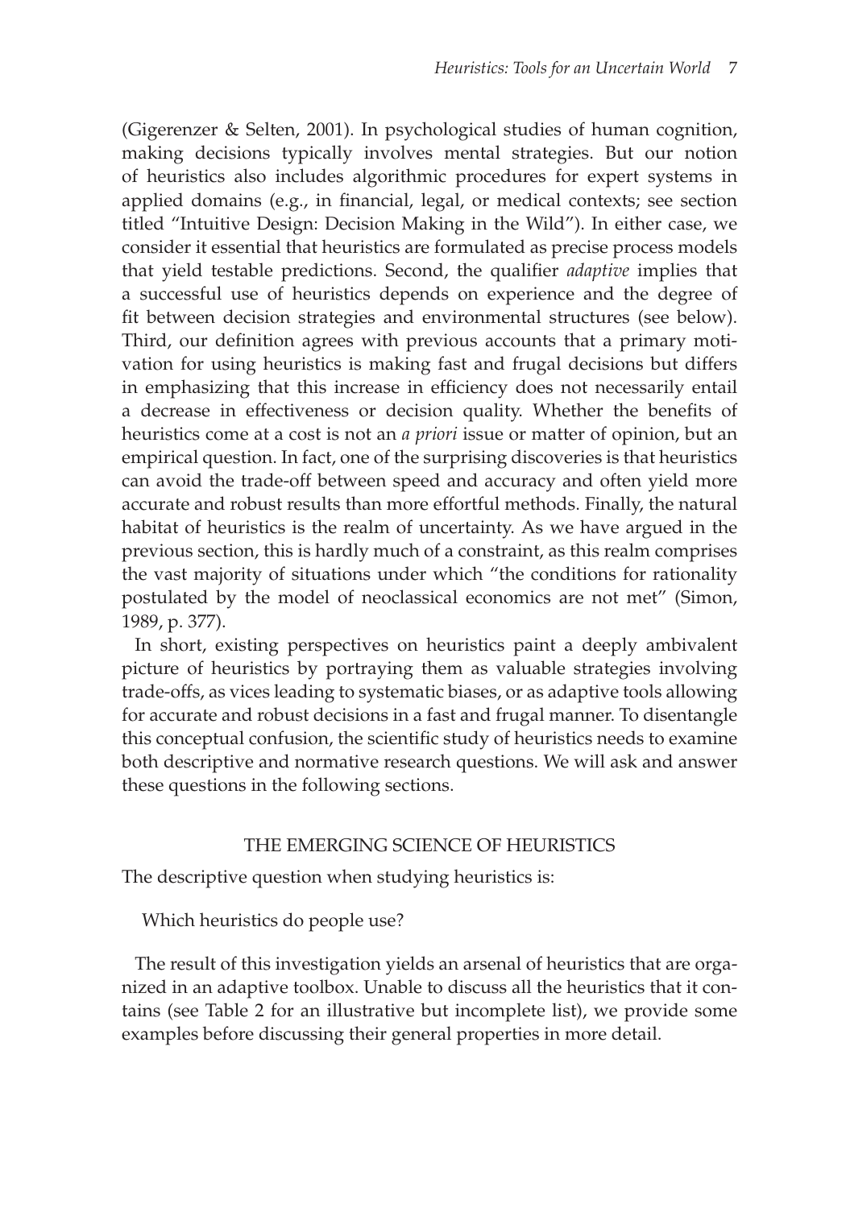(Gigerenzer & Selten, 2001). In psychological studies of human cognition, making decisions typically involves mental strategies. But our notion of heuristics also includes algorithmic procedures for expert systems in applied domains (e.g., in financial, legal, or medical contexts; see section titled "Intuitive Design: Decision Making in the Wild"). In either case, we consider it essential that heuristics are formulated as precise process models that yield testable predictions. Second, the qualifier *adaptive* implies that a successful use of heuristics depends on experience and the degree of fit between decision strategies and environmental structures (see below). Third, our definition agrees with previous accounts that a primary motivation for using heuristics is making fast and frugal decisions but differs in emphasizing that this increase in efficiency does not necessarily entail a decrease in effectiveness or decision quality. Whether the benefits of heuristics come at a cost is not an *a priori* issue or matter of opinion, but an empirical question. In fact, one of the surprising discoveries is that heuristics can avoid the trade-off between speed and accuracy and often yield more accurate and robust results than more effortful methods. Finally, the natural habitat of heuristics is the realm of uncertainty. As we have argued in the previous section, this is hardly much of a constraint, as this realm comprises the vast majority of situations under which "the conditions for rationality postulated by the model of neoclassical economics are not met" (Simon, 1989, p. 377).

In short, existing perspectives on heuristics paint a deeply ambivalent picture of heuristics by portraying them as valuable strategies involving trade-offs, as vices leading to systematic biases, or as adaptive tools allowing for accurate and robust decisions in a fast and frugal manner. To disentangle this conceptual confusion, the scientific study of heuristics needs to examine both descriptive and normative research questions. We will ask and answer these questions in the following sections.

## THE EMERGING SCIENCE OF HEURISTICS

The descriptive question when studying heuristics is:

Which heuristics do people use?

The result of this investigation yields an arsenal of heuristics that are organized in an adaptive toolbox. Unable to discuss all the heuristics that it contains (see Table 2 for an illustrative but incomplete list), we provide some examples before discussing their general properties in more detail.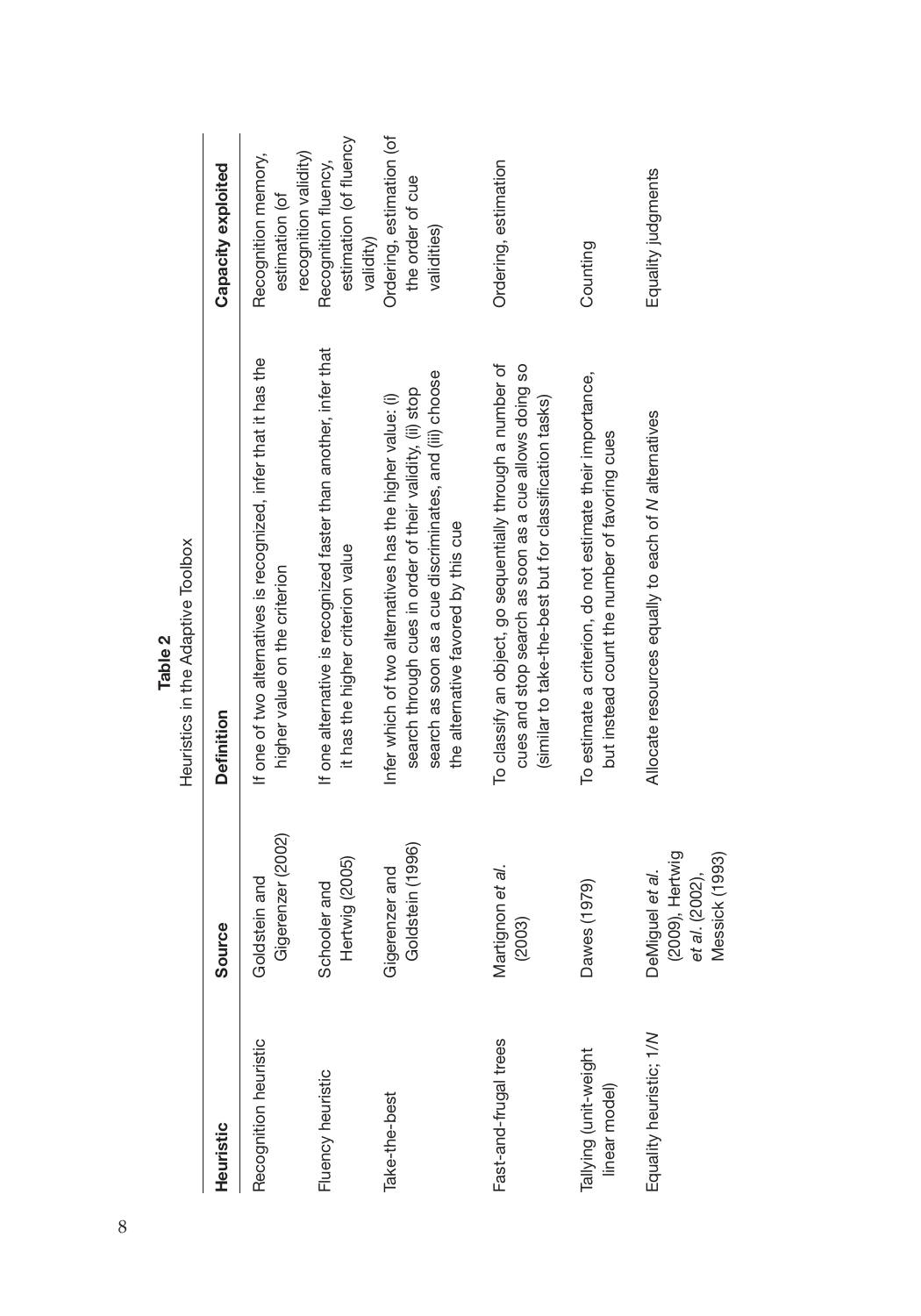**Table 2**
Heuristics in the Adaptive Toolbox

| Heuristic | Source | Definition | Capacity exploited |
|---|---|---|---|
| Recognition heuristic | Goldstein and Gigerenzer (2002) | If one of two alternatives is recognized, infer that it has the higher value on the criterion | Recognition memory, estimation (of recognition validity) |
| Fluency heuristic | Schooler and Hertwig (2005) | If one alternative is recognized faster than another, infer that it has the higher criterion value | Recognition fluency, estimation (of fluency validity) |
| Take-the-best | Gigerenzer and Goldstein (1996) | Infer which of two alternatives has the higher value: (i) search through cues in order of their validity, (ii) stop search as soon as a cue discriminates, and (iii) choose the alternative favored by this cue | Ordering, estimation (of the order of cue validities) |
| Fast-and-frugal trees | Martignon *et al.* (2003) | To classify an object, go sequentially through a number of cues and stop search as soon as a cue allows doing so (similar to take-the-best but for classification tasks) | Ordering, estimation |
| Tallying (unit-weight linear model) | Dawes (1979) | To estimate a criterion, do not estimate their importance, but instead count the number of favoring cues | Counting |
| Equality heuristic; 1/*N* | DeMiguel *et al.* (2009), Hertwig *et al.* (2002), Messick (1993) | Allocate resources equally to each of *N* alternatives | Equality judgments |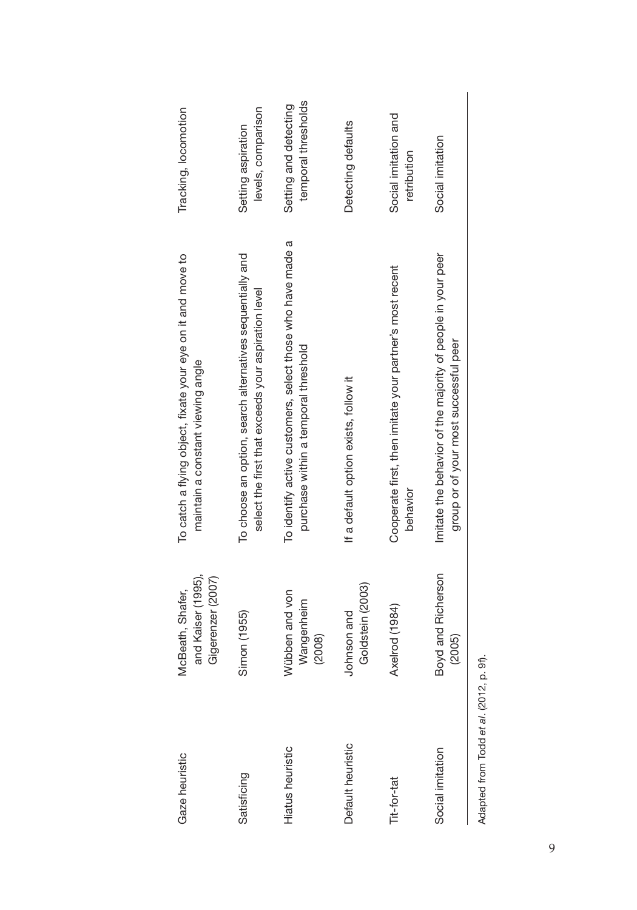| | | | |
|---|---|---|---|
| Gaze heuristic | McBeath, Shafer, and Kaiser (1995), Gigerenzer (2007) | To catch a flying object, fixate your eye on it and move to maintain a constant viewing angle | Tracking, locomotion |
| Satisficing | Simon (1955) | To choose an option, search alternatives sequentially and select the first that exceeds your aspiration level | Setting aspiration levels, comparison |
| Hiatus heuristic | Wübben and von Wangenheim (2008) | To identify active customers, select those who have made a purchase within a temporal threshold | Setting and detecting temporal thresholds |
| Default heuristic | Johnson and Goldstein (2003) | If a default option exists, follow it | Detecting defaults |
| Tit-for-tat | Axelrod (1984) | Cooperate first, then imitate your partner's most recent behavior | Social imitation and retribution |
| Social imitation | Boyd and Richerson (2005) | Imitate the behavior of the majority of people in your peer group or of your most successful peer | Social imitation |

Adapted from Todd *et al.* (2012, p. 9f).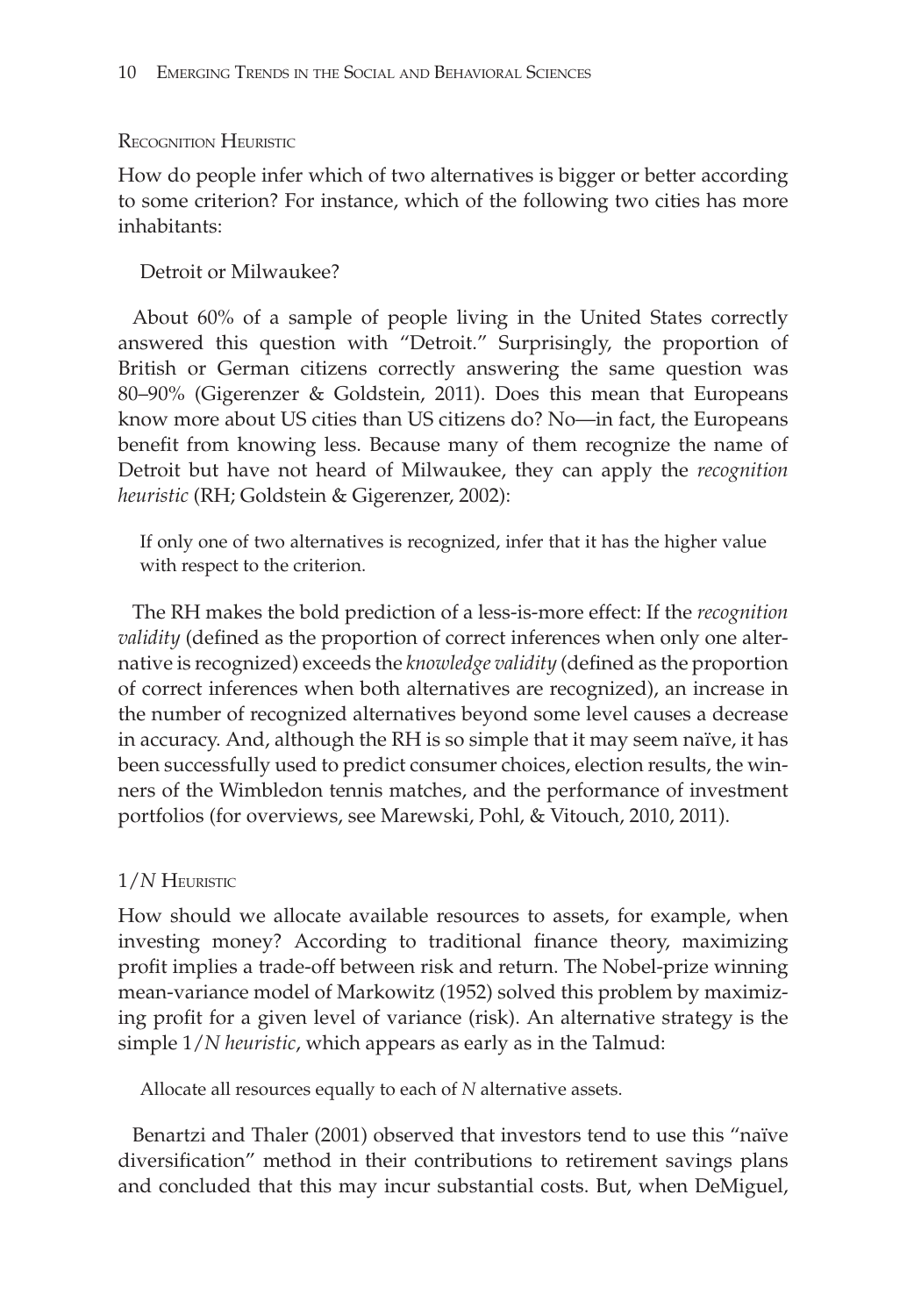### Recognition Heuristic

How do people infer which of two alternatives is bigger or better according to some criterion? For instance, which of the following two cities has more inhabitants:

> Detroit or Milwaukee?

About 60% of a sample of people living in the United States correctly answered this question with "Detroit." Surprisingly, the proportion of British or German citizens correctly answering the same question was 80–90% (Gigerenzer & Goldstein, 2011). Does this mean that Europeans know more about US cities than US citizens do? No—in fact, the Europeans benefit from knowing less. Because many of them recognize the name of Detroit but have not heard of Milwaukee, they can apply the *recognition heuristic* (RH; Goldstein & Gigerenzer, 2002):

> If only one of two alternatives is recognized, infer that it has the higher value with respect to the criterion.

The RH makes the bold prediction of a less-is-more effect: If the *recognition validity* (defined as the proportion of correct inferences when only one alternative is recognized) exceeds the *knowledge validity* (defined as the proportion of correct inferences when both alternatives are recognized), an increase in the number of recognized alternatives beyond some level causes a decrease in accuracy. And, although the RH is so simple that it may seem naïve, it has been successfully used to predict consumer choices, election results, the winners of the Wimbledon tennis matches, and the performance of investment portfolios (for overviews, see Marewski, Pohl, & Vitouch, 2010, 2011).

### 1/*N* Heuristic

How should we allocate available resources to assets, for example, when investing money? According to traditional finance theory, maximizing profit implies a trade-off between risk and return. The Nobel-prize winning mean-variance model of Markowitz (1952) solved this problem by maximizing profit for a given level of variance (risk). An alternative strategy is the simple 1/*N heuristic*, which appears as early as in the Talmud:

> Allocate all resources equally to each of *N* alternative assets.

Benartzi and Thaler (2001) observed that investors tend to use this "naïve diversification" method in their contributions to retirement savings plans and concluded that this may incur substantial costs. But, when DeMiguel,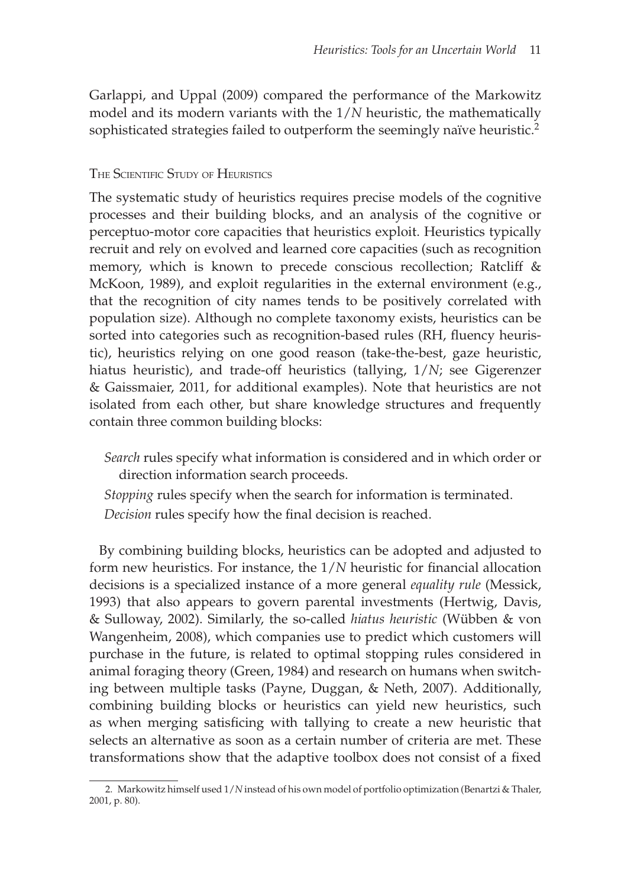Garlappi, and Uppal (2009) compared the performance of the Markowitz model and its modern variants with the 1/*N* heuristic, the mathematically sophisticated strategies failed to outperform the seemingly naïve heuristic.[2]

### The Scientific Study of Heuristics

The systematic study of heuristics requires precise models of the cognitive processes and their building blocks, and an analysis of the cognitive or perceptuo-motor core capacities that heuristics exploit. Heuristics typically recruit and rely on evolved and learned core capacities (such as recognition memory, which is known to precede conscious recollection; Ratcliff & McKoon, 1989), and exploit regularities in the external environment (e.g., that the recognition of city names tends to be positively correlated with population size). Although no complete taxonomy exists, heuristics can be sorted into categories such as recognition-based rules (RH, fluency heuristic), heuristics relying on one good reason (take-the-best, gaze heuristic, hiatus heuristic), and trade-off heuristics (tallying, 1/*N*; see Gigerenzer & Gaissmaier, 2011, for additional examples). Note that heuristics are not isolated from each other, but share knowledge structures and frequently contain three common building blocks:

*Search* rules specify what information is considered and in which order or direction information search proceeds.

*Stopping* rules specify when the search for information is terminated.

*Decision* rules specify how the final decision is reached.

By combining building blocks, heuristics can be adopted and adjusted to form new heuristics. For instance, the 1/*N* heuristic for financial allocation decisions is a specialized instance of a more general *equality rule* (Messick, 1993) that also appears to govern parental investments (Hertwig, Davis, & Sulloway, 2002). Similarly, the so-called *hiatus heuristic* (Wübben & von Wangenheim, 2008), which companies use to predict which customers will purchase in the future, is related to optimal stopping rules considered in animal foraging theory (Green, 1984) and research on humans when switching between multiple tasks (Payne, Duggan, & Neth, 2007). Additionally, combining building blocks or heuristics can yield new heuristics, such as when merging satisficing with tallying to create a new heuristic that selects an alternative as soon as a certain number of criteria are met. These transformations show that the adaptive toolbox does not consist of a fixed

2. Markowitz himself used 1/*N* instead of his own model of portfolio optimization (Benartzi & Thaler, 2001, p. 80).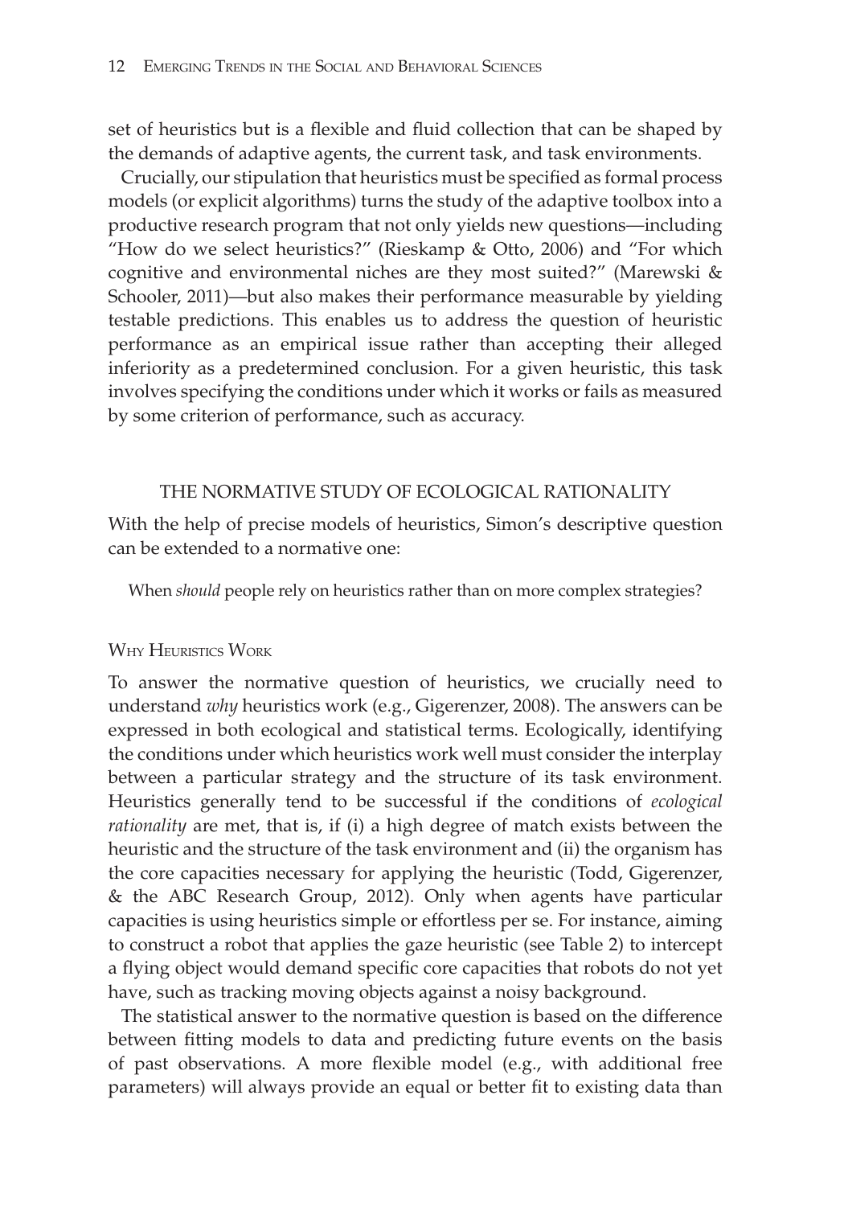set of heuristics but is a flexible and fluid collection that can be shaped by the demands of adaptive agents, the current task, and task environments.

Crucially, our stipulation that heuristics must be specified as formal process models (or explicit algorithms) turns the study of the adaptive toolbox into a productive research program that not only yields new questions—including "How do we select heuristics?" (Rieskamp & Otto, 2006) and "For which cognitive and environmental niches are they most suited?" (Marewski & Schooler, 2011)—but also makes their performance measurable by yielding testable predictions. This enables us to address the question of heuristic performance as an empirical issue rather than accepting their alleged inferiority as a predetermined conclusion. For a given heuristic, this task involves specifying the conditions under which it works or fails as measured by some criterion of performance, such as accuracy.

## THE NORMATIVE STUDY OF ECOLOGICAL RATIONALITY

With the help of precise models of heuristics, Simon's descriptive question can be extended to a normative one:

> When *should* people rely on heuristics rather than on more complex strategies?

### Why Heuristics Work

To answer the normative question of heuristics, we crucially need to understand *why* heuristics work (e.g., Gigerenzer, 2008). The answers can be expressed in both ecological and statistical terms. Ecologically, identifying the conditions under which heuristics work well must consider the interplay between a particular strategy and the structure of its task environment. Heuristics generally tend to be successful if the conditions of *ecological rationality* are met, that is, if (i) a high degree of match exists between the heuristic and the structure of the task environment and (ii) the organism has the core capacities necessary for applying the heuristic (Todd, Gigerenzer, & the ABC Research Group, 2012). Only when agents have particular capacities is using heuristics simple or effortless per se. For instance, aiming to construct a robot that applies the gaze heuristic (see Table 2) to intercept a flying object would demand specific core capacities that robots do not yet have, such as tracking moving objects against a noisy background.

The statistical answer to the normative question is based on the difference between fitting models to data and predicting future events on the basis of past observations. A more flexible model (e.g., with additional free parameters) will always provide an equal or better fit to existing data than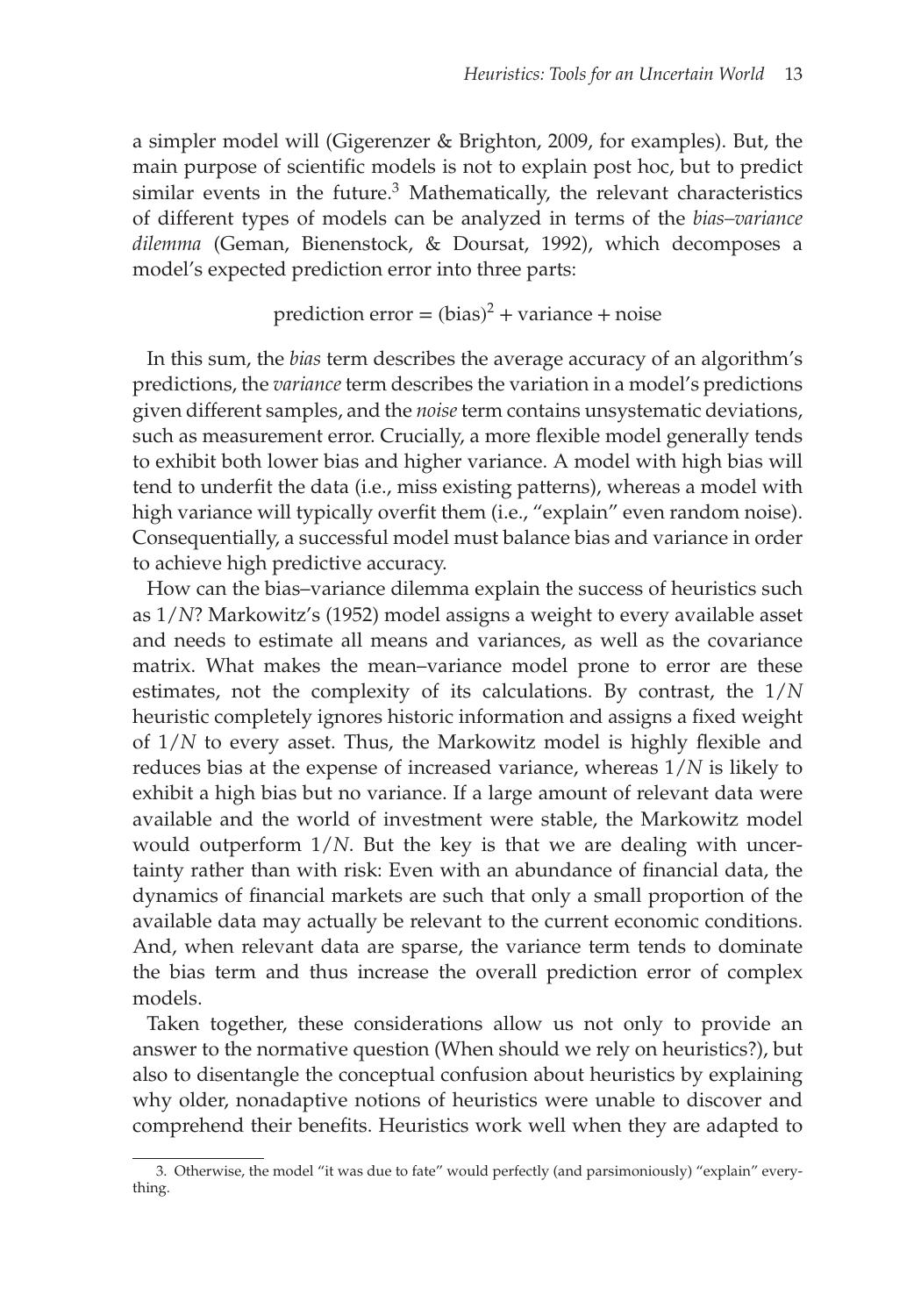a simpler model will (Gigerenzer & Brighton, 2009, for examples). But, the main purpose of scientific models is not to explain post hoc, but to predict similar events in the future.[3] Mathematically, the relevant characteristics of different types of models can be analyzed in terms of the *bias–variance dilemma* (Geman, Bienenstock, & Doursat, 1992), which decomposes a model's expected prediction error into three parts:

$$\text{prediction error} = (\text{bias})^2 + \text{variance} + \text{noise}$$

In this sum, the *bias* term describes the average accuracy of an algorithm's predictions, the *variance* term describes the variation in a model's predictions given different samples, and the *noise* term contains unsystematic deviations, such as measurement error. Crucially, a more flexible model generally tends to exhibit both lower bias and higher variance. A model with high bias will tend to underfit the data (i.e., miss existing patterns), whereas a model with high variance will typically overfit them (i.e., "explain" even random noise). Consequentially, a successful model must balance bias and variance in order to achieve high predictive accuracy.

How can the bias–variance dilemma explain the success of heuristics such as $1/N$? Markowitz's (1952) model assigns a weight to every available asset and needs to estimate all means and variances, as well as the covariance matrix. What makes the mean–variance model prone to error are these estimates, not the complexity of its calculations. By contrast, the $1/N$ heuristic completely ignores historic information and assigns a fixed weight of $1/N$ to every asset. Thus, the Markowitz model is highly flexible and reduces bias at the expense of increased variance, whereas $1/N$ is likely to exhibit a high bias but no variance. If a large amount of relevant data were available and the world of investment were stable, the Markowitz model would outperform $1/N$. But the key is that we are dealing with uncertainty rather than with risk: Even with an abundance of financial data, the dynamics of financial markets are such that only a small proportion of the available data may actually be relevant to the current economic conditions. And, when relevant data are sparse, the variance term tends to dominate the bias term and thus increase the overall prediction error of complex models.

Taken together, these considerations allow us not only to provide an answer to the normative question (When should we rely on heuristics?), but also to disentangle the conceptual confusion about heuristics by explaining why older, nonadaptive notions of heuristics were unable to discover and comprehend their benefits. Heuristics work well when they are adapted to

3. Otherwise, the model "it was due to fate" would perfectly (and parsimoniously) "explain" everything.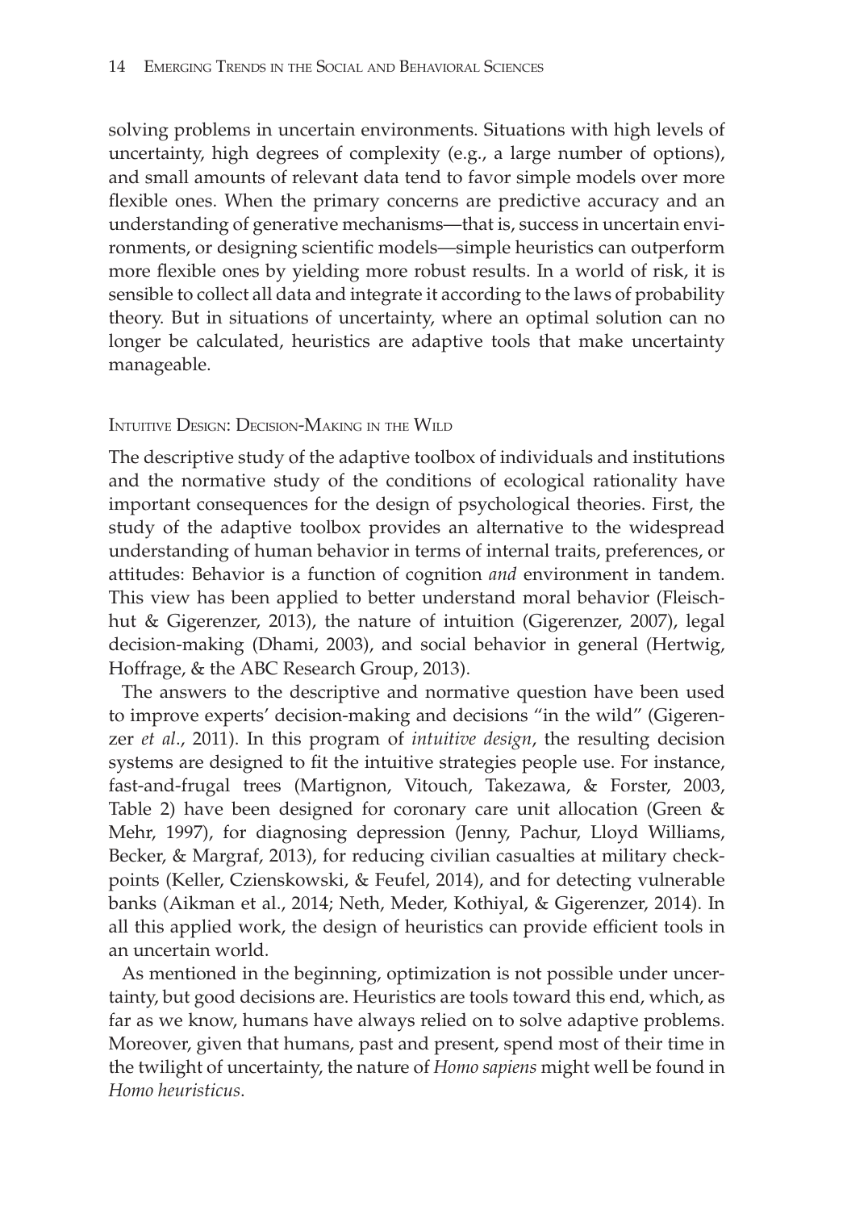solving problems in uncertain environments. Situations with high levels of uncertainty, high degrees of complexity (e.g., a large number of options), and small amounts of relevant data tend to favor simple models over more flexible ones. When the primary concerns are predictive accuracy and an understanding of generative mechanisms—that is, success in uncertain environments, or designing scientific models—simple heuristics can outperform more flexible ones by yielding more robust results. In a world of risk, it is sensible to collect all data and integrate it according to the laws of probability theory. But in situations of uncertainty, where an optimal solution can no longer be calculated, heuristics are adaptive tools that make uncertainty manageable.

### Intuitive Design: Decision-Making in the Wild

The descriptive study of the adaptive toolbox of individuals and institutions and the normative study of the conditions of ecological rationality have important consequences for the design of psychological theories. First, the study of the adaptive toolbox provides an alternative to the widespread understanding of human behavior in terms of internal traits, preferences, or attitudes: Behavior is a function of cognition *and* environment in tandem. This view has been applied to better understand moral behavior (Fleischhut & Gigerenzer, 2013), the nature of intuition (Gigerenzer, 2007), legal decision-making (Dhami, 2003), and social behavior in general (Hertwig, Hoffrage, & the ABC Research Group, 2013).

The answers to the descriptive and normative question have been used to improve experts' decision-making and decisions "in the wild" (Gigerenzer *et al*., 2011). In this program of *intuitive design*, the resulting decision systems are designed to fit the intuitive strategies people use. For instance, fast-and-frugal trees (Martignon, Vitouch, Takezawa, & Forster, 2003, Table 2) have been designed for coronary care unit allocation (Green & Mehr, 1997), for diagnosing depression (Jenny, Pachur, Lloyd Williams, Becker, & Margraf, 2013), for reducing civilian casualties at military checkpoints (Keller, Czienskowski, & Feufel, 2014), and for detecting vulnerable banks (Aikman et al., 2014; Neth, Meder, Kothiyal, & Gigerenzer, 2014). In all this applied work, the design of heuristics can provide efficient tools in an uncertain world.

As mentioned in the beginning, optimization is not possible under uncertainty, but good decisions are. Heuristics are tools toward this end, which, as far as we know, humans have always relied on to solve adaptive problems. Moreover, given that humans, past and present, spend most of their time in the twilight of uncertainty, the nature of *Homo sapiens* might well be found in *Homo heuristicus*.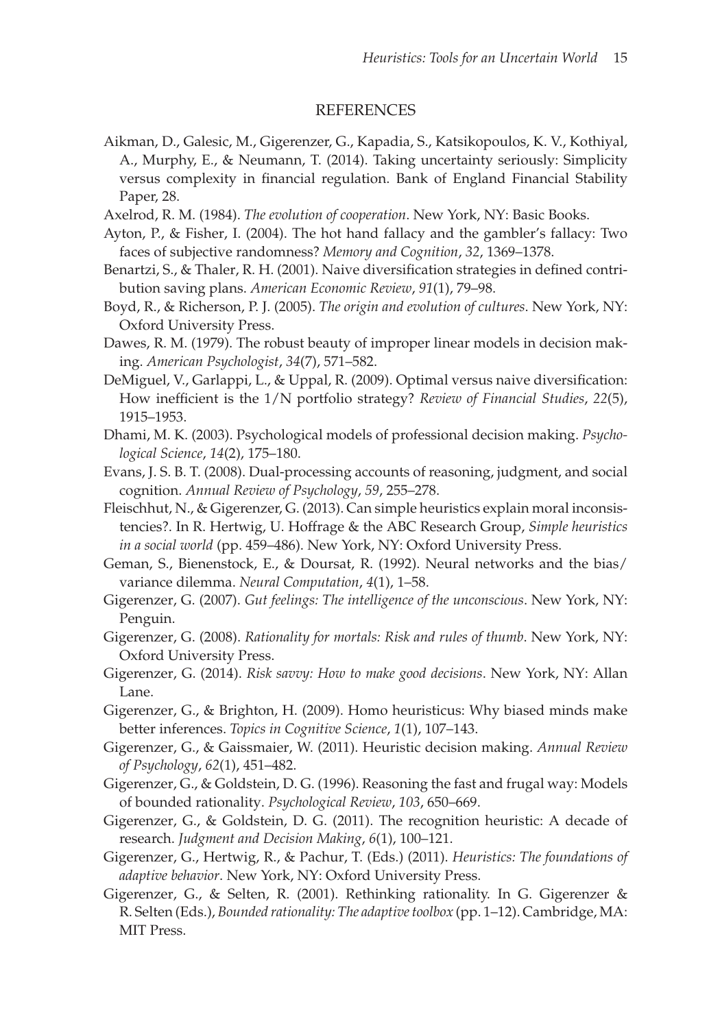## REFERENCES

Aikman, D., Galesic, M., Gigerenzer, G., Kapadia, S., Katsikopoulos, K. V., Kothiyal, A., Murphy, E., & Neumann, T. (2014). Taking uncertainty seriously: Simplicity versus complexity in financial regulation. Bank of England Financial Stability Paper, 28.

Axelrod, R. M. (1984). *The evolution of cooperation*. New York, NY: Basic Books.

Ayton, P., & Fisher, I. (2004). The hot hand fallacy and the gambler's fallacy: Two faces of subjective randomness? *Memory and Cognition*, *32*, 1369–1378.

Benartzi, S., & Thaler, R. H. (2001). Naive diversification strategies in defined contribution saving plans. *American Economic Review*, *91*(1), 79–98.

Boyd, R., & Richerson, P. J. (2005). *The origin and evolution of cultures*. New York, NY: Oxford University Press.

Dawes, R. M. (1979). The robust beauty of improper linear models in decision making. *American Psychologist*, *34*(7), 571–582.

DeMiguel, V., Garlappi, L., & Uppal, R. (2009). Optimal versus naive diversification: How inefficient is the 1/N portfolio strategy? *Review of Financial Studies*, *22*(5), 1915–1953.

Dhami, M. K. (2003). Psychological models of professional decision making. *Psychological Science*, *14*(2), 175–180.

Evans, J. S. B. T. (2008). Dual-processing accounts of reasoning, judgment, and social cognition. *Annual Review of Psychology*, *59*, 255–278.

Fleischhut, N., & Gigerenzer, G. (2013). Can simple heuristics explain moral inconsistencies?. In R. Hertwig, U. Hoffrage & the ABC Research Group, *Simple heuristics in a social world* (pp. 459–486). New York, NY: Oxford University Press.

Geman, S., Bienenstock, E., & Doursat, R. (1992). Neural networks and the bias/variance dilemma. *Neural Computation*, *4*(1), 1–58.

Gigerenzer, G. (2007). *Gut feelings: The intelligence of the unconscious*. New York, NY: Penguin.

Gigerenzer, G. (2008). *Rationality for mortals: Risk and rules of thumb*. New York, NY: Oxford University Press.

Gigerenzer, G. (2014). *Risk savvy: How to make good decisions*. New York, NY: Allan Lane.

Gigerenzer, G., & Brighton, H. (2009). Homo heuristicus: Why biased minds make better inferences. *Topics in Cognitive Science*, *1*(1), 107–143.

Gigerenzer, G., & Gaissmaier, W. (2011). Heuristic decision making. *Annual Review of Psychology*, *62*(1), 451–482.

Gigerenzer, G., & Goldstein, D. G. (1996). Reasoning the fast and frugal way: Models of bounded rationality. *Psychological Review*, *103*, 650–669.

Gigerenzer, G., & Goldstein, D. G. (2011). The recognition heuristic: A decade of research. *Judgment and Decision Making*, *6*(1), 100–121.

Gigerenzer, G., Hertwig, R., & Pachur, T. (Eds.) (2011). *Heuristics: The foundations of adaptive behavior*. New York, NY: Oxford University Press.

Gigerenzer, G., & Selten, R. (2001). Rethinking rationality. In G. Gigerenzer & R. Selten (Eds.), *Bounded rationality: The adaptive toolbox* (pp. 1–12). Cambridge, MA: MIT Press.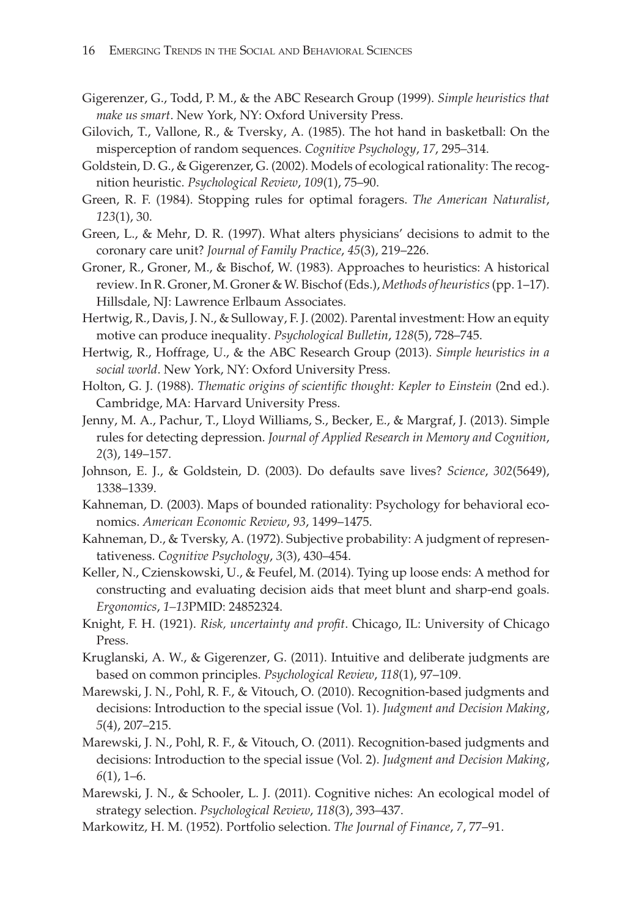Gigerenzer, G., Todd, P. M., & the ABC Research Group (1999). *Simple heuristics that make us smart*. New York, NY: Oxford University Press.

Gilovich, T., Vallone, R., & Tversky, A. (1985). The hot hand in basketball: On the misperception of random sequences. *Cognitive Psychology*, *17*, 295–314.

Goldstein, D. G., & Gigerenzer, G. (2002). Models of ecological rationality: The recognition heuristic. *Psychological Review*, *109*(1), 75–90.

Green, R. F. (1984). Stopping rules for optimal foragers. *The American Naturalist*, *123*(1), 30.

Green, L., & Mehr, D. R. (1997). What alters physicians' decisions to admit to the coronary care unit? *Journal of Family Practice*, *45*(3), 219–226.

Groner, R., Groner, M., & Bischof, W. (1983). Approaches to heuristics: A historical review. In R. Groner, M. Groner & W. Bischof (Eds.), *Methods of heuristics* (pp. 1–17). Hillsdale, NJ: Lawrence Erlbaum Associates.

Hertwig, R., Davis, J. N., & Sulloway, F. J. (2002). Parental investment: How an equity motive can produce inequality. *Psychological Bulletin*, *128*(5), 728–745.

Hertwig, R., Hoffrage, U., & the ABC Research Group (2013). *Simple heuristics in a social world*. New York, NY: Oxford University Press.

Holton, G. J. (1988). *Thematic origins of scientific thought: Kepler to Einstein* (2nd ed.). Cambridge, MA: Harvard University Press.

Jenny, M. A., Pachur, T., Lloyd Williams, S., Becker, E., & Margraf, J. (2013). Simple rules for detecting depression. *Journal of Applied Research in Memory and Cognition*, *2*(3), 149–157.

Johnson, E. J., & Goldstein, D. (2003). Do defaults save lives? *Science*, *302*(5649), 1338–1339.

Kahneman, D. (2003). Maps of bounded rationality: Psychology for behavioral economics. *American Economic Review*, *93*, 1499–1475.

Kahneman, D., & Tversky, A. (1972). Subjective probability: A judgment of representativeness. *Cognitive Psychology*, *3*(3), 430–454.

Keller, N., Czienskowski, U., & Feufel, M. (2014). Tying up loose ends: A method for constructing and evaluating decision aids that meet blunt and sharp-end goals. *Ergonomics*, *1–13*PMID: 24852324.

Knight, F. H. (1921). *Risk, uncertainty and profit*. Chicago, IL: University of Chicago Press.

Kruglanski, A. W., & Gigerenzer, G. (2011). Intuitive and deliberate judgments are based on common principles. *Psychological Review*, *118*(1), 97–109.

Marewski, J. N., Pohl, R. F., & Vitouch, O. (2010). Recognition-based judgments and decisions: Introduction to the special issue (Vol. 1). *Judgment and Decision Making*, *5*(4), 207–215.

Marewski, J. N., Pohl, R. F., & Vitouch, O. (2011). Recognition-based judgments and decisions: Introduction to the special issue (Vol. 2). *Judgment and Decision Making*, *6*(1), 1–6.

Marewski, J. N., & Schooler, L. J. (2011). Cognitive niches: An ecological model of strategy selection. *Psychological Review*, *118*(3), 393–437.

Markowitz, H. M. (1952). Portfolio selection. *The Journal of Finance*, *7*, 77–91.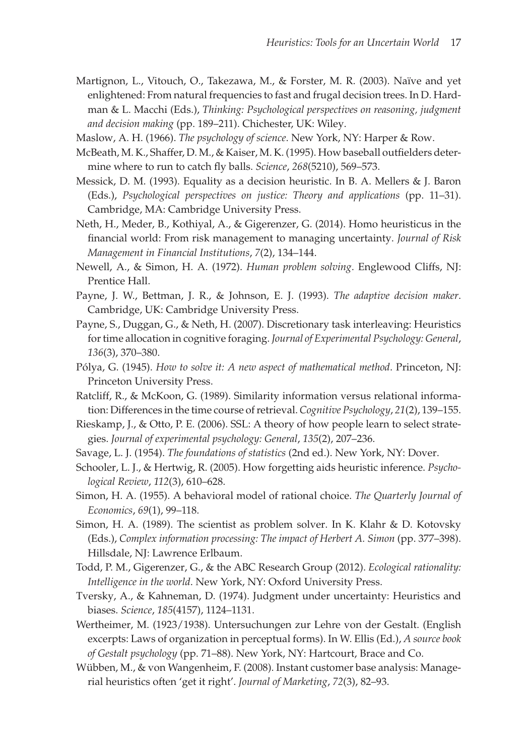Martignon, L., Vitouch, O., Takezawa, M., & Forster, M. R. (2003). Naïve and yet enlightened: From natural frequencies to fast and frugal decision trees. In D. Hardman & L. Macchi (Eds.), *Thinking: Psychological perspectives on reasoning, judgment and decision making* (pp. 189–211). Chichester, UK: Wiley.

Maslow, A. H. (1966). *The psychology of science*. New York, NY: Harper & Row.

McBeath, M. K., Shaffer, D. M., & Kaiser, M. K. (1995). How baseball outfielders determine where to run to catch fly balls. *Science*, *268*(5210), 569–573.

Messick, D. M. (1993). Equality as a decision heuristic. In B. A. Mellers & J. Baron (Eds.), *Psychological perspectives on justice: Theory and applications* (pp. 11–31). Cambridge, MA: Cambridge University Press.

Neth, H., Meder, B., Kothiyal, A., & Gigerenzer, G. (2014). Homo heuristicus in the financial world: From risk management to managing uncertainty. *Journal of Risk Management in Financial Institutions*, *7*(2), 134–144.

Newell, A., & Simon, H. A. (1972). *Human problem solving*. Englewood Cliffs, NJ: Prentice Hall.

Payne, J. W., Bettman, J. R., & Johnson, E. J. (1993). *The adaptive decision maker*. Cambridge, UK: Cambridge University Press.

Payne, S., Duggan, G., & Neth, H. (2007). Discretionary task interleaving: Heuristics for time allocation in cognitive foraging. *Journal of Experimental Psychology: General*, *136*(3), 370–380.

Pólya, G. (1945). *How to solve it: A new aspect of mathematical method*. Princeton, NJ: Princeton University Press.

Ratcliff, R., & McKoon, G. (1989). Similarity information versus relational information: Differences in the time course of retrieval. *Cognitive Psychology*, *21*(2), 139–155.

Rieskamp, J., & Otto, P. E. (2006). SSL: A theory of how people learn to select strategies. *Journal of experimental psychology: General*, *135*(2), 207–236.

Savage, L. J. (1954). *The foundations of statistics* (2nd ed.). New York, NY: Dover.

Schooler, L. J., & Hertwig, R. (2005). How forgetting aids heuristic inference. *Psychological Review*, *112*(3), 610–628.

Simon, H. A. (1955). A behavioral model of rational choice. *The Quarterly Journal of Economics*, *69*(1), 99–118.

Simon, H. A. (1989). The scientist as problem solver. In K. Klahr & D. Kotovsky (Eds.), *Complex information processing: The impact of Herbert A. Simon* (pp. 377–398). Hillsdale, NJ: Lawrence Erlbaum.

Todd, P. M., Gigerenzer, G., & the ABC Research Group (2012). *Ecological rationality: Intelligence in the world*. New York, NY: Oxford University Press.

Tversky, A., & Kahneman, D. (1974). Judgment under uncertainty: Heuristics and biases. *Science*, *185*(4157), 1124–1131.

Wertheimer, M. (1923/1938). Untersuchungen zur Lehre von der Gestalt. (English excerpts: Laws of organization in perceptual forms). In W. Ellis (Ed.), *A source book of Gestalt psychology* (pp. 71–88). New York, NY: Hartcourt, Brace and Co.

Wübben, M., & von Wangenheim, F. (2008). Instant customer base analysis: Managerial heuristics often 'get it right'. *Journal of Marketing*, *72*(3), 82–93.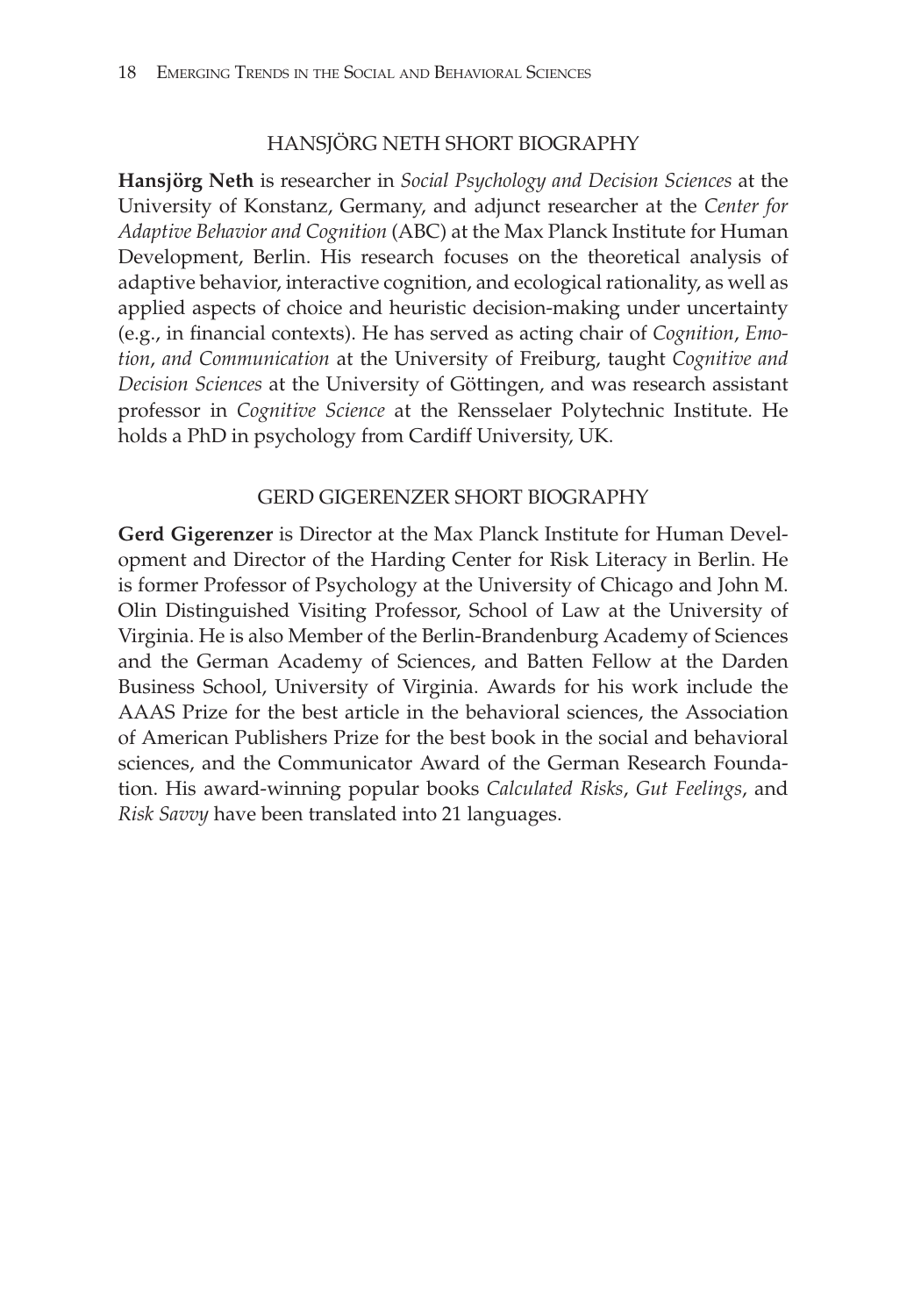## HANSJÖRG NETH SHORT BIOGRAPHY

**Hansjörg Neth** is researcher in *Social Psychology and Decision Sciences* at the University of Konstanz, Germany, and adjunct researcher at the *Center for Adaptive Behavior and Cognition* (ABC) at the Max Planck Institute for Human Development, Berlin. His research focuses on the theoretical analysis of adaptive behavior, interactive cognition, and ecological rationality, as well as applied aspects of choice and heuristic decision-making under uncertainty (e.g., in financial contexts). He has served as acting chair of *Cognition, Emotion, and Communication* at the University of Freiburg, taught *Cognitive and Decision Sciences* at the University of Göttingen, and was research assistant professor in *Cognitive Science* at the Rensselaer Polytechnic Institute. He holds a PhD in psychology from Cardiff University, UK.

## GERD GIGERENZER SHORT BIOGRAPHY

**Gerd Gigerenzer** is Director at the Max Planck Institute for Human Development and Director of the Harding Center for Risk Literacy in Berlin. He is former Professor of Psychology at the University of Chicago and John M. Olin Distinguished Visiting Professor, School of Law at the University of Virginia. He is also Member of the Berlin-Brandenburg Academy of Sciences and the German Academy of Sciences, and Batten Fellow at the Darden Business School, University of Virginia. Awards for his work include the AAAS Prize for the best article in the behavioral sciences, the Association of American Publishers Prize for the best book in the social and behavioral sciences, and the Communicator Award of the German Research Foundation. His award-winning popular books *Calculated Risks*, *Gut Feelings*, and *Risk Savvy* have been translated into 21 languages.